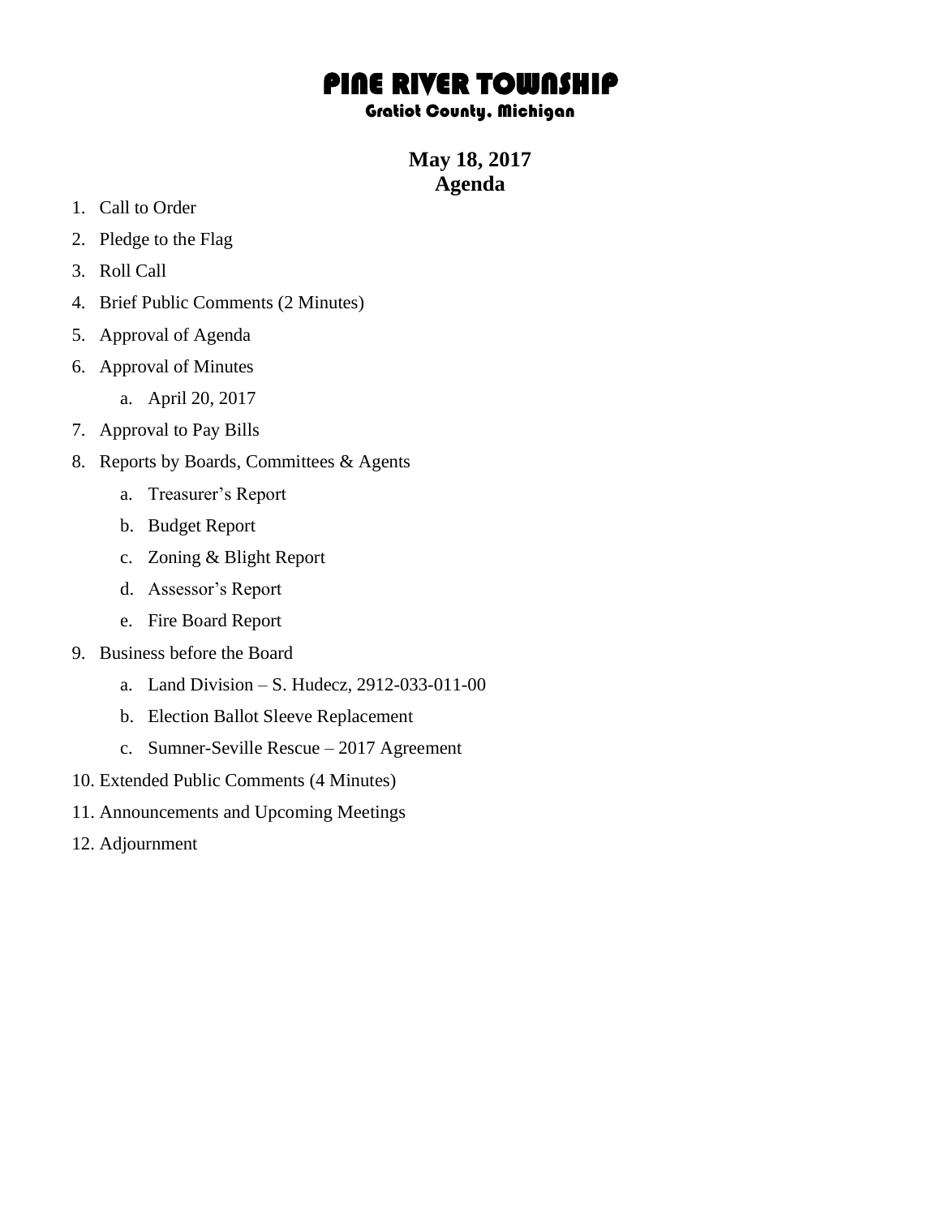# PINE RIVER TOWNSHIP

## Gratiot County, Michigan

**May 18, 2017**
**Agenda**

1. Call to Order
2. Pledge to the Flag
3. Roll Call
4. Brief Public Comments (2 Minutes)
5. Approval of Agenda
6. Approval of Minutes
    a. April 20, 2017
7. Approval to Pay Bills
8. Reports by Boards, Committees & Agents
    a. Treasurer's Report
    b. Budget Report
    c. Zoning & Blight Report
    d. Assessor's Report
    e. Fire Board Report
9. Business before the Board
    a. Land Division – S. Hudecz, 2912-033-011-00
    b. Election Ballot Sleeve Replacement
    c. Sumner-Seville Rescue – 2017 Agreement
10. Extended Public Comments (4 Minutes)
11. Announcements and Upcoming Meetings
12. Adjournment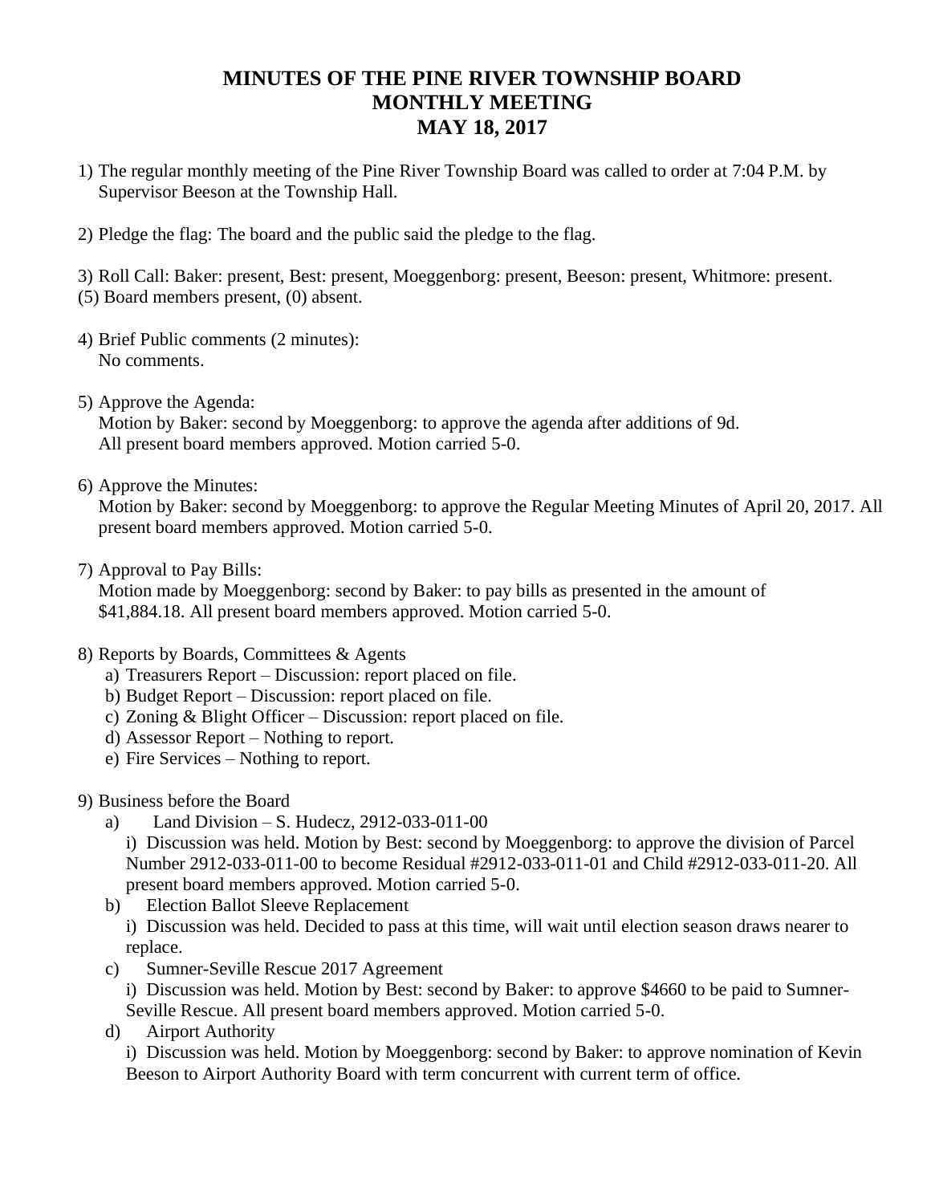# MINUTES OF THE PINE RIVER TOWNSHIP BOARD
# MONTHLY MEETING
# MAY 18, 2017

1) The regular monthly meeting of the Pine River Township Board was called to order at 7:04 P.M. by Supervisor Beeson at the Township Hall.

2) Pledge the flag: The board and the public said the pledge to the flag.

3) Roll Call: Baker: present, Best: present, Moeggenborg: present, Beeson: present, Whitmore: present.
(5) Board members present, (0) absent.

4) Brief Public comments (2 minutes):
   No comments.

5) Approve the Agenda:
   Motion by Baker: second by Moeggenborg: to approve the agenda after additions of 9d.
   All present board members approved. Motion carried 5-0.

6) Approve the Minutes:
   Motion by Baker: second by Moeggenborg: to approve the Regular Meeting Minutes of April 20, 2017. All present board members approved. Motion carried 5-0.

7) Approval to Pay Bills:
   Motion made by Moeggenborg: second by Baker: to pay bills as presented in the amount of $41,884.18. All present board members approved. Motion carried 5-0.

8) Reports by Boards, Committees & Agents
   a) Treasurers Report – Discussion: report placed on file.
   b) Budget Report – Discussion: report placed on file.
   c) Zoning & Blight Officer – Discussion: report placed on file.
   d) Assessor Report – Nothing to report.
   e) Fire Services – Nothing to report.

9) Business before the Board
   a) Land Division – S. Hudecz, 2912-033-011-00
      i) Discussion was held. Motion by Best: second by Moeggenborg: to approve the division of Parcel Number 2912-033-011-00 to become Residual #2912-033-011-01 and Child #2912-033-011-20. All present board members approved. Motion carried 5-0.
   b) Election Ballot Sleeve Replacement
      i) Discussion was held. Decided to pass at this time, will wait until election season draws nearer to replace.
   c) Sumner-Seville Rescue 2017 Agreement
      i) Discussion was held. Motion by Best: second by Baker: to approve $4660 to be paid to Sumner-Seville Rescue. All present board members approved. Motion carried 5-0.
   d) Airport Authority
      i) Discussion was held. Motion by Moeggenborg: second by Baker: to approve nomination of Kevin Beeson to Airport Authority Board with term concurrent with current term of office.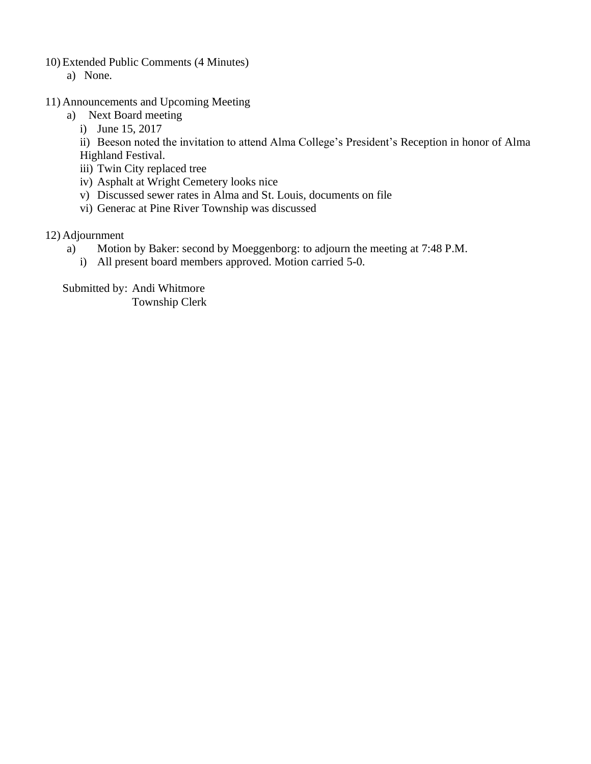10) Extended Public Comments (4 Minutes)
    a) None.

11) Announcements and Upcoming Meeting
    a) Next Board meeting
        i) June 15, 2017
        ii) Beeson noted the invitation to attend Alma College's President's Reception in honor of Alma Highland Festival.
        iii) Twin City replaced tree
        iv) Asphalt at Wright Cemetery looks nice
        v) Discussed sewer rates in Alma and St. Louis, documents on file
        vi) Generac at Pine River Township was discussed

12) Adjournment
    a) Motion by Baker: second by Moeggenborg: to adjourn the meeting at 7:48 P.M.
        i) All present board members approved. Motion carried 5-0.

Submitted by: Andi Whitmore
Township Clerk